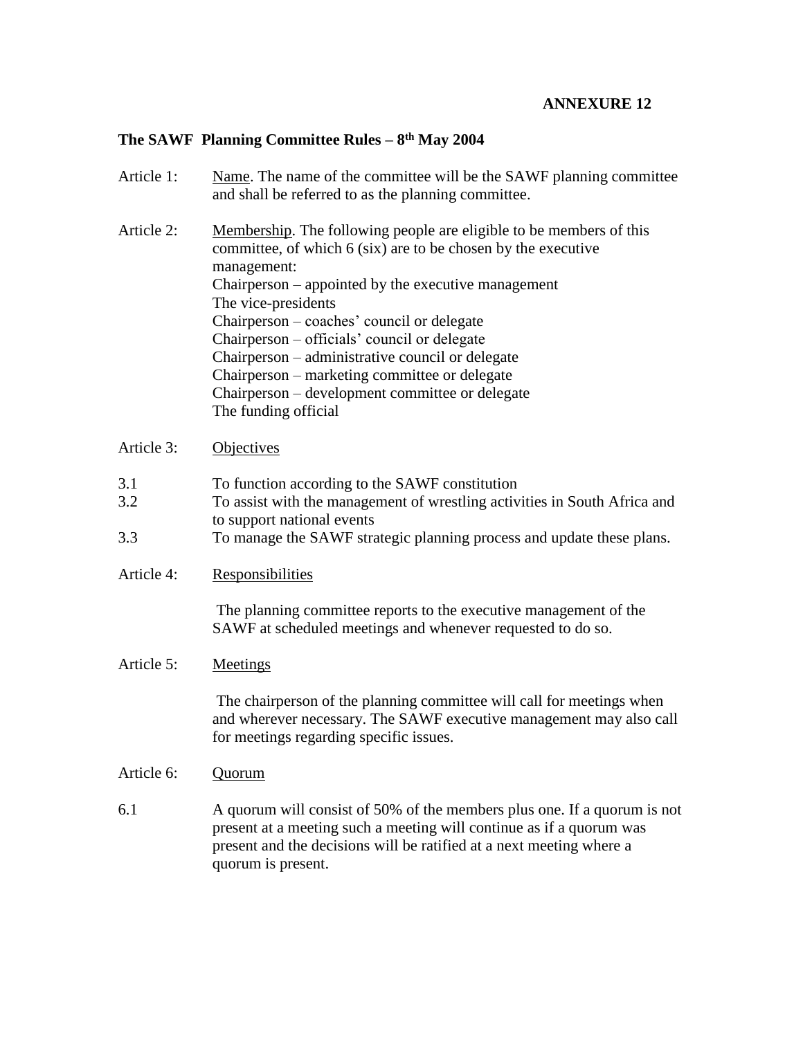**ANNEXURE 12**

## The SAWF Planning Committee Rules – 8th May 2004

Article 1: Name. The name of the committee will be the SAWF planning committee and shall be referred to as the planning committee.

Article 2: Membership. The following people are eligible to be members of this committee, of which 6 (six) are to be chosen by the executive management:

Chairperson – appointed by the executive management
The vice-presidents
Chairperson – coaches' council or delegate
Chairperson – officials' council or delegate
Chairperson – administrative council or delegate
Chairperson – marketing committee or delegate
Chairperson – development committee or delegate
The funding official

Article 3: Objectives

3.1 To function according to the SAWF constitution

3.2 To assist with the management of wrestling activities in South Africa and to support national events

3.3 To manage the SAWF strategic planning process and update these plans.

Article 4: Responsibilities

The planning committee reports to the executive management of the SAWF at scheduled meetings and whenever requested to do so.

Article 5: Meetings

The chairperson of the planning committee will call for meetings when and wherever necessary. The SAWF executive management may also call for meetings regarding specific issues.

Article 6: Quorum

6.1 A quorum will consist of 50% of the members plus one. If a quorum is not present at a meeting such a meeting will continue as if a quorum was present and the decisions will be ratified at a next meeting where a quorum is present.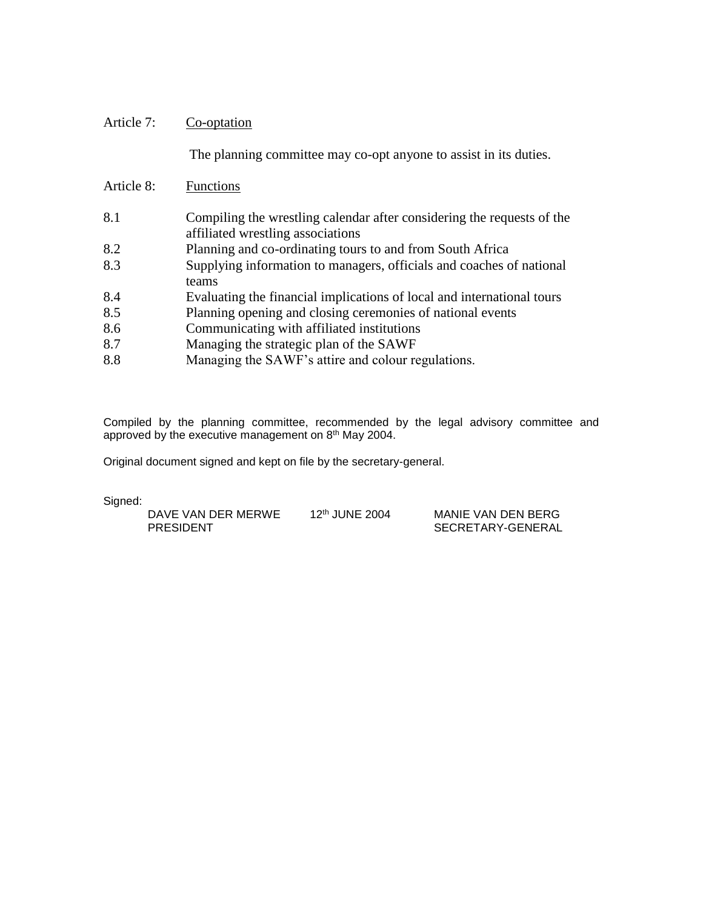Article 7: <u>Co-optation</u>

The planning committee may co-opt anyone to assist in its duties.

Article 8: <u>Functions</u>

8.1 Compiling the wrestling calendar after considering the requests of the affiliated wrestling associations

8.2 Planning and co-ordinating tours to and from South Africa

8.3 Supplying information to managers, officials and coaches of national teams

8.4 Evaluating the financial implications of local and international tours

8.5 Planning opening and closing ceremonies of national events

8.6 Communicating with affiliated institutions

8.7 Managing the strategic plan of the SAWF

8.8 Managing the SAWF's attire and colour regulations.

Compiled by the planning committee, recommended by the legal advisory committee and approved by the executive management on 8th May 2004.

Original document signed and kept on file by the secretary-general.

Signed:

| | | |
|---|---|---|
| DAVE VAN DER MERWE<br>PRESIDENT | 12th JUNE 2004 | MANIE VAN DEN BERG<br>SECRETARY-GENERAL |